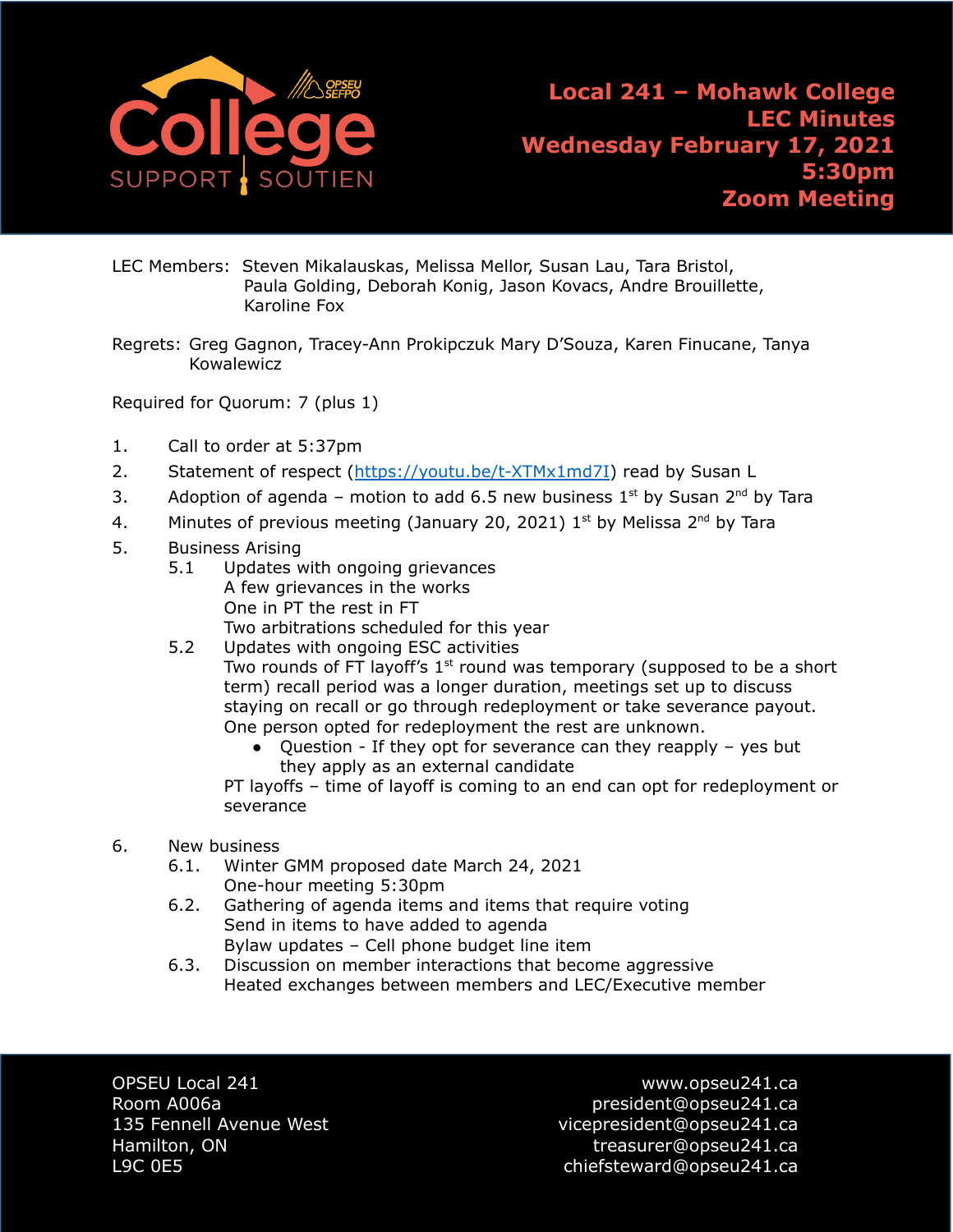# Local 241 – Mohawk College LEC Minutes

**Wednesday February 17, 2021**
**5:30pm**
**Zoom Meeting**

LEC Members: Steven Mikalauskas, Melissa Mellor, Susan Lau, Tara Bristol, Paula Golding, Deborah Konig, Jason Kovacs, Andre Brouillette, Karoline Fox

Regrets: Greg Gagnon, Tracey-Ann Prokipczuk Mary D'Souza, Karen Finucane, Tanya Kowalewicz

Required for Quorum: 7 (plus 1)

1. Call to order at 5:37pm
2. Statement of respect (https://youtu.be/t-XTMx1md7I) read by Susan L
3. Adoption of agenda – motion to add 6.5 new business 1st by Susan 2nd by Tara
4. Minutes of previous meeting (January 20, 2021) 1st by Melissa 2nd by Tara
5. Business Arising
   - 5.1 Updates with ongoing grievances
     A few grievances in the works
     One in PT the rest in FT
     Two arbitrations scheduled for this year
   - 5.2 Updates with ongoing ESC activities
     Two rounds of FT layoff's 1st round was temporary (supposed to be a short term) recall period was a longer duration, meetings set up to discuss staying on recall or go through redeployment or take severance payout. One person opted for redeployment the rest are unknown.
     - Question - If they opt for severance can they reapply – yes but they apply as an external candidate

     PT layoffs – time of layoff is coming to an end can opt for redeployment or severance

6. New business
   - 6.1. Winter GMM proposed date March 24, 2021
     One-hour meeting 5:30pm
   - 6.2. Gathering of agenda items and items that require voting
     Send in items to have added to agenda
     Bylaw updates – Cell phone budget line item
   - 6.3. Discussion on member interactions that become aggressive
     Heated exchanges between members and LEC/Executive member

OPSEU Local 241
Room A006a
135 Fennell Avenue West
Hamilton, ON
L9C 0E5

www.opseu241.ca
president@opseu241.ca
vicepresident@opseu241.ca
treasurer@opseu241.ca
chiefsteward@opseu241.ca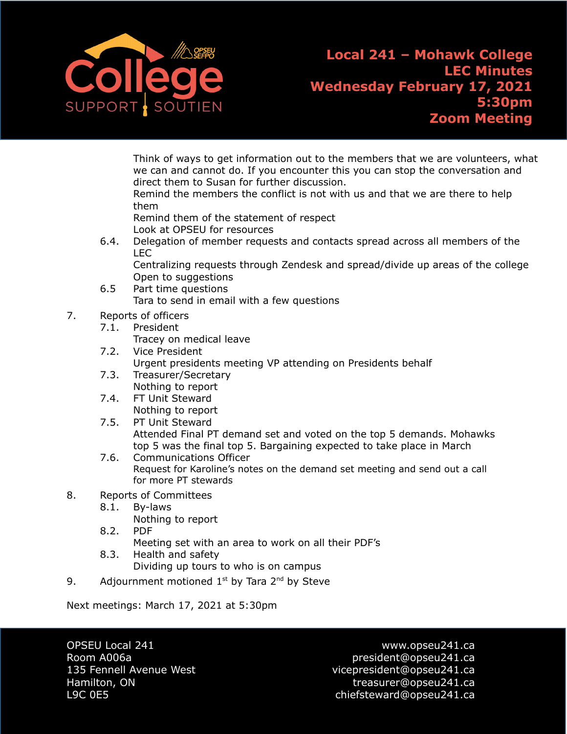Think of ways to get information out to the members that we are volunteers, what we can and cannot do. If you encounter this you can stop the conversation and direct them to Susan for further discussion.
Remind the members the conflict is not with us and that we are there to help them
Remind them of the statement of respect
Look at OPSEU for resources

6.4. Delegation of member requests and contacts spread across all members of the LEC
Centralizing requests through Zendesk and spread/divide up areas of the college
Open to suggestions

6.5 Part time questions
Tara to send in email with a few questions

7. Reports of officers

7.1. President
Tracey on medical leave

7.2. Vice President
Urgent presidents meeting VP attending on Presidents behalf

7.3. Treasurer/Secretary
Nothing to report

7.4. FT Unit Steward
Nothing to report

7.5. PT Unit Steward
Attended Final PT demand set and voted on the top 5 demands. Mohawks top 5 was the final top 5. Bargaining expected to take place in March

7.6. Communications Officer
Request for Karoline's notes on the demand set meeting and send out a call for more PT stewards

8. Reports of Committees

8.1. By-laws
Nothing to report

8.2. PDF
Meeting set with an area to work on all their PDF's

8.3. Health and safety
Dividing up tours to who is on campus

9. Adjournment motioned 1st by Tara 2nd by Steve

Next meetings: March 17, 2021 at 5:30pm

OPSEU Local 241
Room A006a
135 Fennell Avenue West
Hamilton, ON
L9C 0E5

www.opseu241.ca
president@opseu241.ca
vicepresident@opseu241.ca
treasurer@opseu241.ca
chiefsteward@opseu241.ca